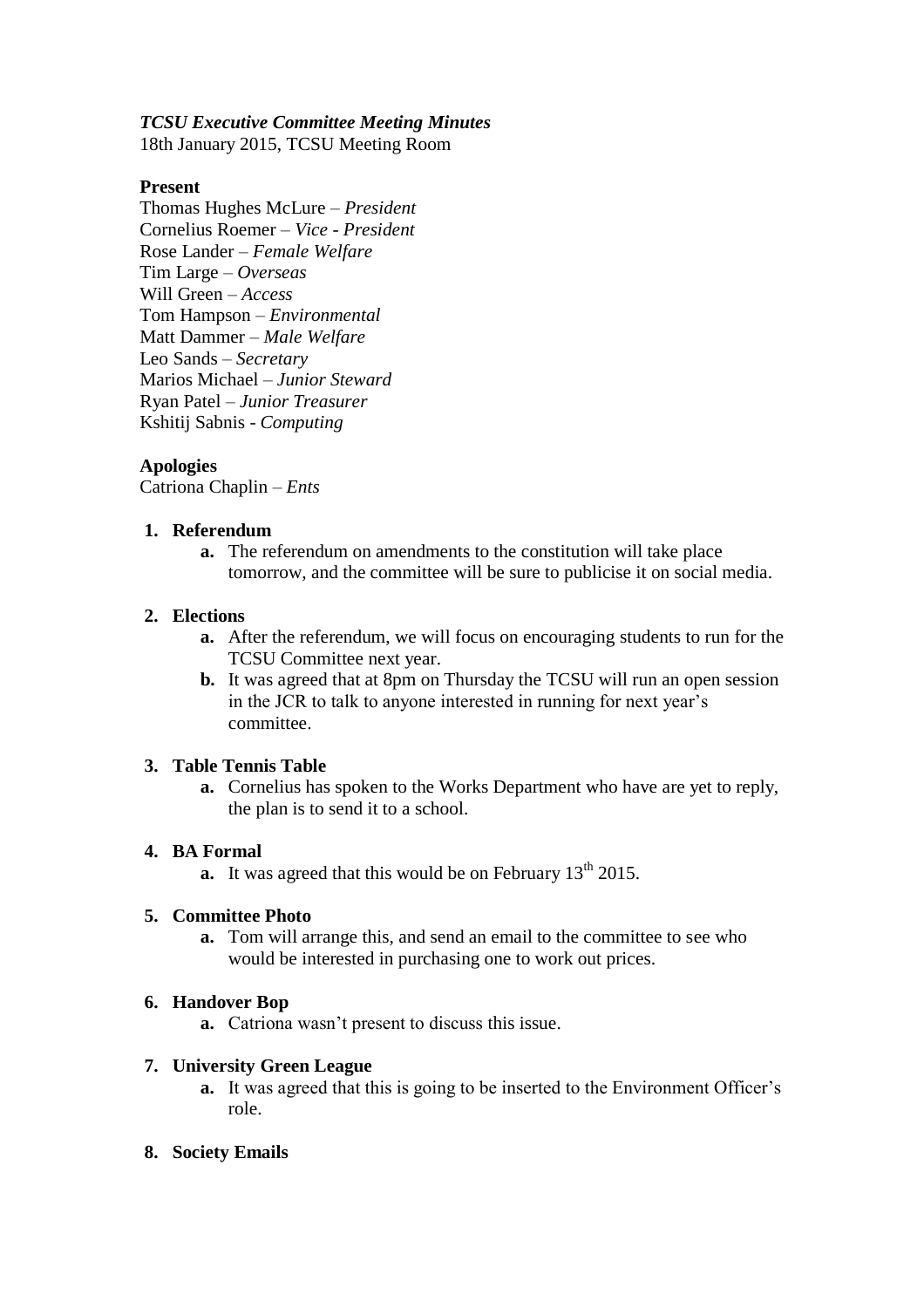***TCSU Executive Committee Meeting Minutes***

18th January 2015, TCSU Meeting Room

**Present**

Thomas Hughes McLure – *President*
Cornelius Roemer – *Vice - President*
Rose Lander – *Female Welfare*
Tim Large – *Overseas*
Will Green – *Access*
Tom Hampson – *Environmental*
Matt Dammer – *Male Welfare*
Leo Sands – *Secretary*
Marios Michael – *Junior Steward*
Ryan Patel – *Junior Treasurer*
Kshitij Sabnis - *Computing*

**Apologies**

Catriona Chaplin – *Ents*

1. **Referendum**
   a. The referendum on amendments to the constitution will take place tomorrow, and the committee will be sure to publicise it on social media.

2. **Elections**
   a. After the referendum, we will focus on encouraging students to run for the TCSU Committee next year.
   b. It was agreed that at 8pm on Thursday the TCSU will run an open session in the JCR to talk to anyone interested in running for next year's committee.

3. **Table Tennis Table**
   a. Cornelius has spoken to the Works Department who have are yet to reply, the plan is to send it to a school.

4. **BA Formal**
   a. It was agreed that this would be on February 13th 2015.

5. **Committee Photo**
   a. Tom will arrange this, and send an email to the committee to see who would be interested in purchasing one to work out prices.

6. **Handover Bop**
   a. Catriona wasn't present to discuss this issue.

7. **University Green League**
   a. It was agreed that this is going to be inserted to the Environment Officer's role.

8. **Society Emails**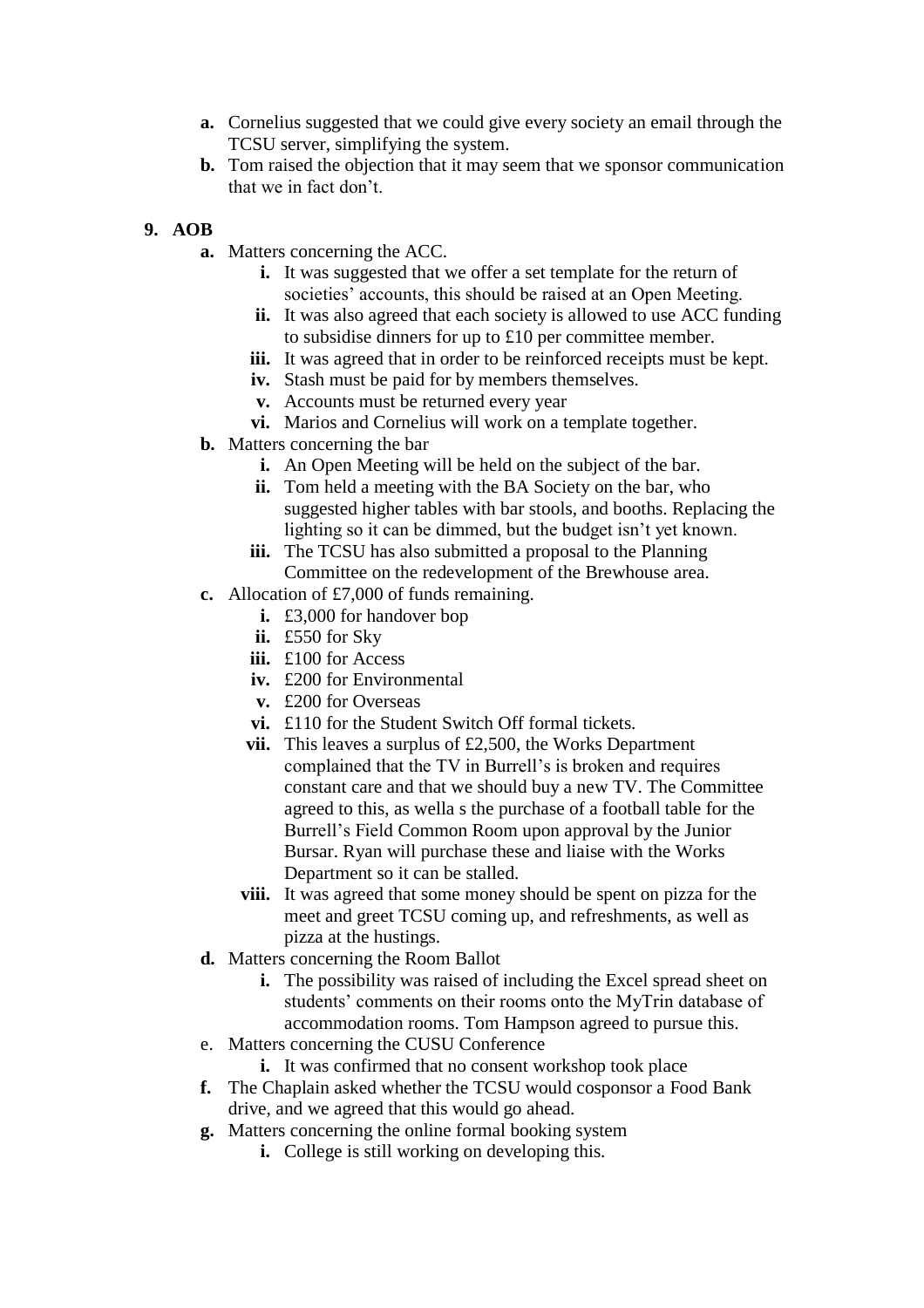a. Cornelius suggested that we could give every society an email through the TCSU server, simplifying the system.
b. Tom raised the objection that it may seem that we sponsor communication that we in fact don't.

**9. AOB**

- **a.** Matters concerning the ACC.
  - **i.** It was suggested that we offer a set template for the return of societies' accounts, this should be raised at an Open Meeting.
  - **ii.** It was also agreed that each society is allowed to use ACC funding to subsidise dinners for up to £10 per committee member.
  - **iii.** It was agreed that in order to be reinforced receipts must be kept.
  - **iv.** Stash must be paid for by members themselves.
  - **v.** Accounts must be returned every year
  - **vi.** Marios and Cornelius will work on a template together.
- **b.** Matters concerning the bar
  - **i.** An Open Meeting will be held on the subject of the bar.
  - **ii.** Tom held a meeting with the BA Society on the bar, who suggested higher tables with bar stools, and booths. Replacing the lighting so it can be dimmed, but the budget isn't yet known.
  - **iii.** The TCSU has also submitted a proposal to the Planning Committee on the redevelopment of the Brewhouse area.
- **c.** Allocation of £7,000 of funds remaining.
  - **i.** £3,000 for handover bop
  - **ii.** £550 for Sky
  - **iii.** £100 for Access
  - **iv.** £200 for Environmental
  - **v.** £200 for Overseas
  - **vi.** £110 for the Student Switch Off formal tickets.
  - **vii.** This leaves a surplus of £2,500, the Works Department complained that the TV in Burrell's is broken and requires constant care and that we should buy a new TV. The Committee agreed to this, as wella s the purchase of a football table for the Burrell's Field Common Room upon approval by the Junior Bursar. Ryan will purchase these and liaise with the Works Department so it can be stalled.
  - **viii.** It was agreed that some money should be spent on pizza for the meet and greet TCSU coming up, and refreshments, as well as pizza at the hustings.
- **d.** Matters concerning the Room Ballot
  - **i.** The possibility was raised of including the Excel spread sheet on students' comments on their rooms onto the MyTrin database of accommodation rooms. Tom Hampson agreed to pursue this.
- e. Matters concerning the CUSU Conference
  - **i.** It was confirmed that no consent workshop took place
- **f.** The Chaplain asked whether the TCSU would cosponsor a Food Bank drive, and we agreed that this would go ahead.
- **g.** Matters concerning the online formal booking system
  - **i.** College is still working on developing this.